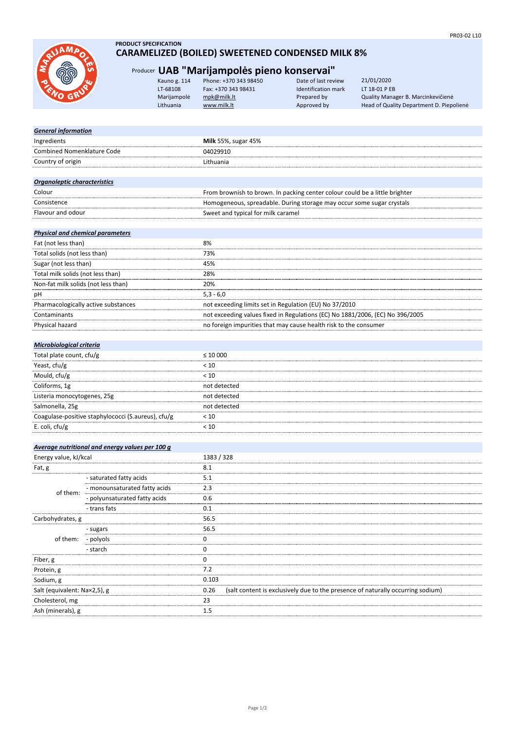**PRODUCT SPECIFICATION**

# CARAMELIZED (BOILED) SWEETENED CONDENSED MILK 8%

## Producer UAB "Marijampolės pieno konservai"

| | | | |
|---|---|---|---|
| Kauno g. 114 | Phone: +370 343 98450 | Date of last review | 21/01/2020 |
| LT-68108 | Fax: +370 343 98431 | Identification mark | LT 18-01 P EB |
| Marijampolė | mpk@milk.lt | Prepared by | Quality Manager B. Marcinkevičienė |
| Lithuania | www.milk.lt | Approved by | Head of Quality Department D. Piepolienė |

| ***General information*** | |
|---|---|
| Ingredients | **Milk** 55%, sugar 45% |
| Combined Nomenklature Code | 04029910 |
| Country of origin | Lithuania |

| ***Organoleptic characteristics*** | |
|---|---|
| Colour | From brownish to brown. In packing center colour could be a little brighter |
| Consistence | Homogeneous, spreadable. During storage may occur some sugar crystals |
| Flavour and odour | Sweet and typical for milk caramel |

| ***Physical and chemical parameters*** | |
|---|---|
| Fat (not less than) | 8% |
| Total solids (not less than) | 73% |
| Sugar (not less than) | 45% |
| Total milk solids (not less than) | 28% |
| Non-fat milk solids (not less than) | 20% |
| pH | 5,3 - 6,0 |
| Pharmacologically active substances | not exceeding limits set in Regulation (EU) No 37/2010 |
| Contaminants | not exceeding values fixed in Regulations (EC) No 1881/2006, (EC) No 396/2005 |
| Physical hazard | no foreign impurities that may cause health risk to the consumer |

| ***Microbiological criteria*** | |
|---|---|
| Total plate count, cfu/g | ≤ 10 000 |
| Yeast, cfu/g | < 10 |
| Mould, cfu/g | < 10 |
| Coliforms, 1g | not detected |
| Listeria monocytogenes, 25g | not detected |
| Salmonella, 25g | not detected |
| Coagulase-positive staphylococci (S.aureus), cfu/g | < 10 |
| E. coli, cfu/g | < 10 |

| ***Average nutritional and energy values per 100 g*** | | |
|---|---|---|
| Energy value, kJ/kcal | | 1383 / 328 |
| Fat, g | | 8.1 |
| of them: | - saturated fatty acids | 5.1 |
| | - monounsaturated fatty acids | 2.3 |
| | - polyunsaturated fatty acids | 0.6 |
| | - trans fats | 0.1 |
| Carbohydrates, g | | 56.5 |
| of them: | - sugars | 56.5 |
| | - polyols | 0 |
| | - starch | 0 |
| Fiber, g | | 0 |
| Protein, g | | 7.2 |
| Sodium, g | | 0.103 |
| Salt (equivalent: Na×2,5), g | | 0.26 (salt content is exclusively due to the presence of naturally occurring sodium) |
| Cholesterol, mg | | 23 |
| Ash (minerals), g | | 1.5 |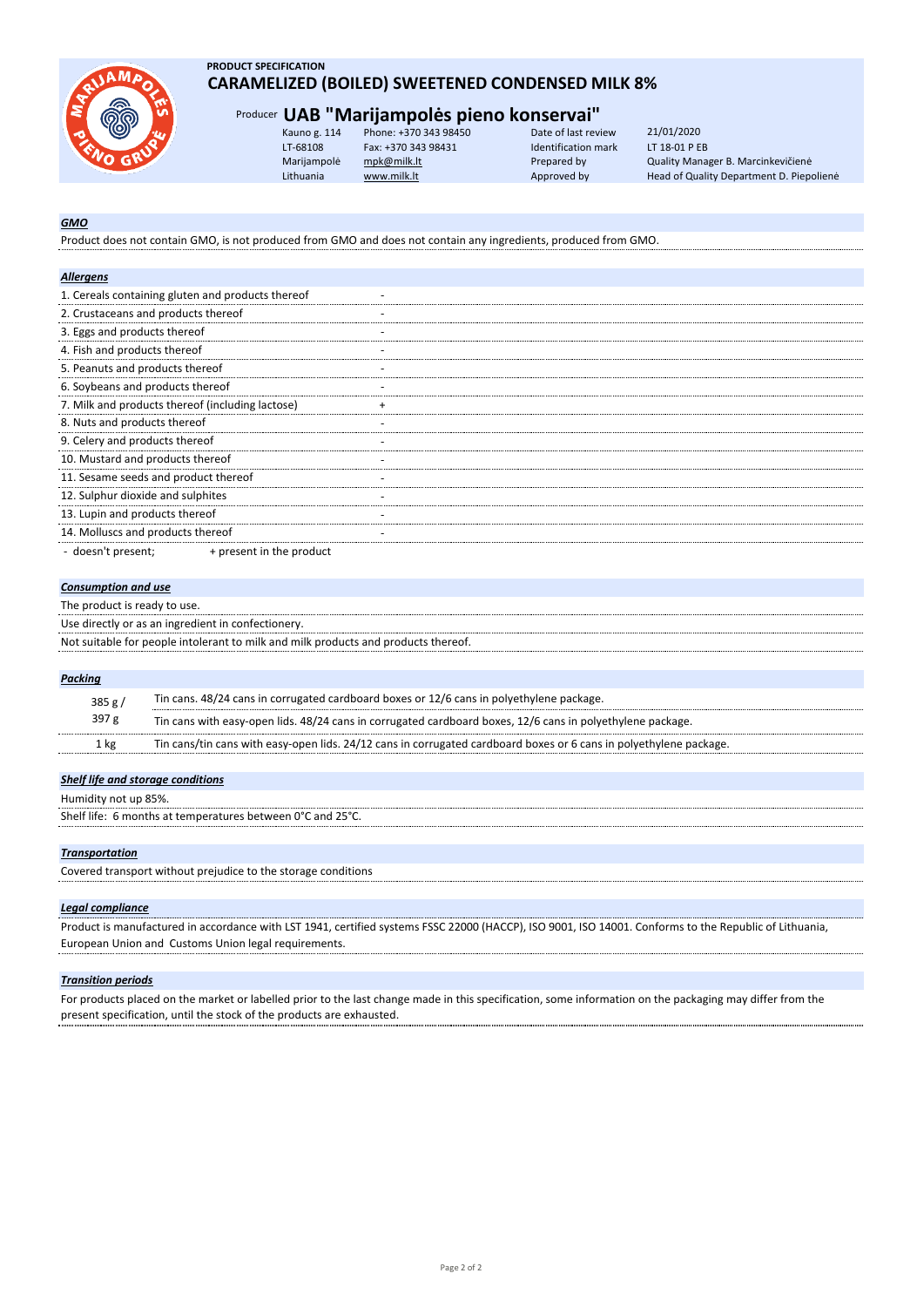**PRODUCT SPECIFICATION**

# CARAMELIZED (BOILED) SWEETENED CONDENSED MILK 8%

Producer **UAB "Marijampolės pieno konservai"**

| | | | |
|---|---|---|---|
| Kauno g. 114 | Phone: +370 343 98450 | Date of last review | 21/01/2020 |
| LT-68108 | Fax: +370 343 98431 | Identification mark | LT 18-01 P EB |
| Marijampolė | mpk@milk.lt | Prepared by | Quality Manager B. Marcinkevičienė |
| Lithuania | www.milk.lt | Approved by | Head of Quality Department D. Piepolienė |

### *GMO*

Product does not contain GMO, is not produced from GMO and does not contain any ingredients, produced from GMO.

### *Allergens*

| | |
|---|---|
| 1. Cereals containing gluten and products thereof | - |
| 2. Crustaceans and products thereof | - |
| 3. Eggs and products thereof | - |
| 4. Fish and products thereof | - |
| 5. Peanuts and products thereof | - |
| 6. Soybeans and products thereof | - |
| 7. Milk and products thereof (including lactose) | + |
| 8. Nuts and products thereof | - |
| 9. Celery and products thereof | - |
| 10. Mustard and products thereof | - |
| 11. Sesame seeds and product thereof | - |
| 12. Sulphur dioxide and sulphites | - |
| 13. Lupin and products thereof | - |
| 14. Molluscs and products thereof | - |

- doesn't present; + present in the product

### *Consumption and use*

The product is ready to use.

Use directly or as an ingredient in confectionery.

Not suitable for people intolerant to milk and milk products and products thereof.

### *Packing*

| | |
|---|---|
| 385 g / 397 g | Tin cans. 48/24 cans in corrugated cardboard boxes or 12/6 cans in polyethylene package. |
| | Tin cans with easy-open lids. 48/24 cans in corrugated cardboard boxes, 12/6 cans in polyethylene package. |
| 1 kg | Tin cans/tin cans with easy-open lids. 24/12 cans in corrugated cardboard boxes or 6 cans in polyethylene package. |

### *Shelf life and storage conditions*

Humidity not up 85%.

Shelf life: 6 months at temperatures between 0°C and 25°C.

### *Transportation*

Covered transport without prejudice to the storage conditions

### *Legal compliance*

Product is manufactured in accordance with LST 1941, certified systems FSSC 22000 (HACCP), ISO 9001, ISO 14001. Conforms to the Republic of Lithuania, European Union and Customs Union legal requirements.

### *Transition periods*

For products placed on the market or labelled prior to the last change made in this specification, some information on the packaging may differ from the present specification, until the stock of the products are exhausted.